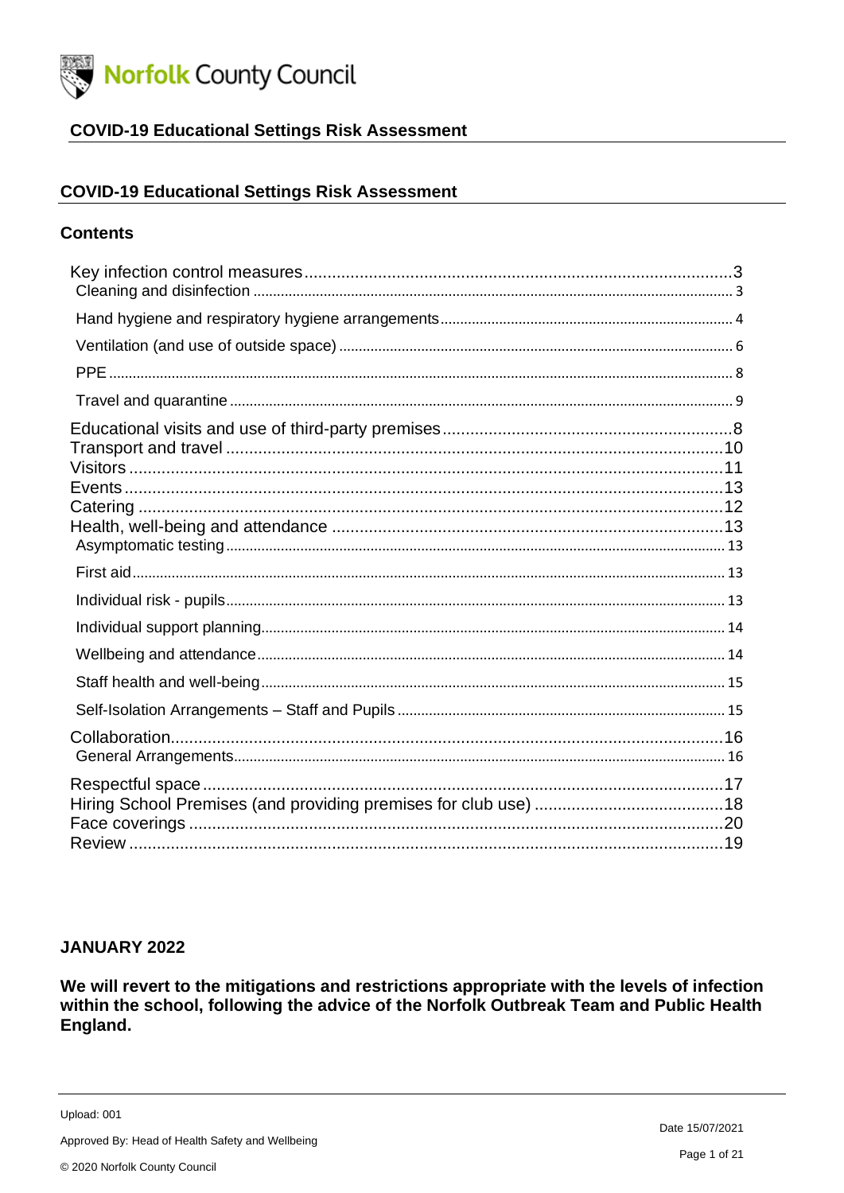Norfolk County Council

# COVID-19 Educational Settings Risk Assessment

## COVID-19 Educational Settings Risk Assessment

### Contents

Key infection control measures ........................................ 3
- Cleaning and disinfection ........................................ 3
- Hand hygiene and respiratory hygiene arrangements ........................................ 4
- Ventilation (and use of outside space) ........................................ 6
- PPE ........................................ 8
- Travel and quarantine ........................................ 9

Educational visits and use of third-party premises ........................................ 8
Transport and travel ........................................ 10
Visitors ........................................ 11
Events ........................................ 13
Catering ........................................ 12
Health, well-being and attendance ........................................ 13
- Asymptomatic testing ........................................ 13
- First aid ........................................ 13
- Individual risk - pupils ........................................ 13
- Individual support planning ........................................ 14
- Wellbeing and attendance ........................................ 14
- Staff health and well-being ........................................ 15
- Self-Isolation Arrangements – Staff and Pupils ........................................ 15

Collaboration ........................................ 16
- General Arrangements ........................................ 16

Respectful space ........................................ 17
Hiring School Premises (and providing premises for club use) ........................................ 18
Face coverings ........................................ 20
Review ........................................ 19

**JANUARY 2022**

**We will revert to the mitigations and restrictions appropriate with the levels of infection within the school, following the advice of the Norfolk Outbreak Team and Public Health England.**

Upload: 001

Approved By: Head of Health Safety and Wellbeing

Date 15/07/2021

© 2020 Norfolk County Council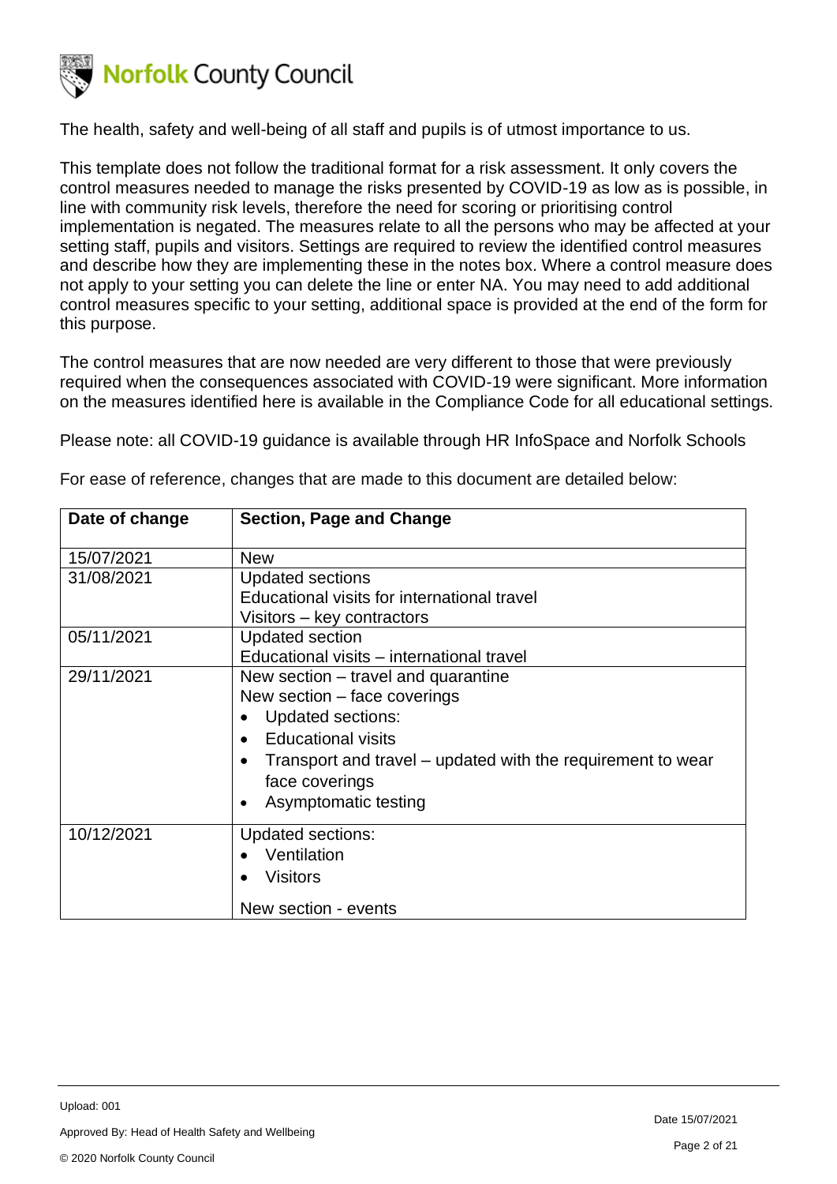The health, safety and well-being of all staff and pupils is of utmost importance to us.

This template does not follow the traditional format for a risk assessment. It only covers the control measures needed to manage the risks presented by COVID-19 as low as is possible, in line with community risk levels, therefore the need for scoring or prioritising control implementation is negated. The measures relate to all the persons who may be affected at your setting staff, pupils and visitors. Settings are required to review the identified control measures and describe how they are implementing these in the notes box. Where a control measure does not apply to your setting you can delete the line or enter NA. You may need to add additional control measures specific to your setting, additional space is provided at the end of the form for this purpose.

The control measures that are now needed are very different to those that were previously required when the consequences associated with COVID-19 were significant. More information on the measures identified here is available in the Compliance Code for all educational settings.

Please note: all COVID-19 guidance is available through HR InfoSpace and Norfolk Schools

For ease of reference, changes that are made to this document are detailed below:

| Date of change | Section, Page and Change |
|---|---|
| 15/07/2021 | New |
| 31/08/2021 | Updated sections<br>Educational visits for international travel<br>Visitors – key contractors |
| 05/11/2021 | Updated section<br>Educational visits – international travel |
| 29/11/2021 | New section – travel and quarantine<br>New section – face coverings<br>• Updated sections:<br>• Educational visits<br>• Transport and travel – updated with the requirement to wear face coverings<br>• Asymptomatic testing |
| 10/12/2021 | Updated sections:<br>• Ventilation<br>• Visitors<br><br>New section - events |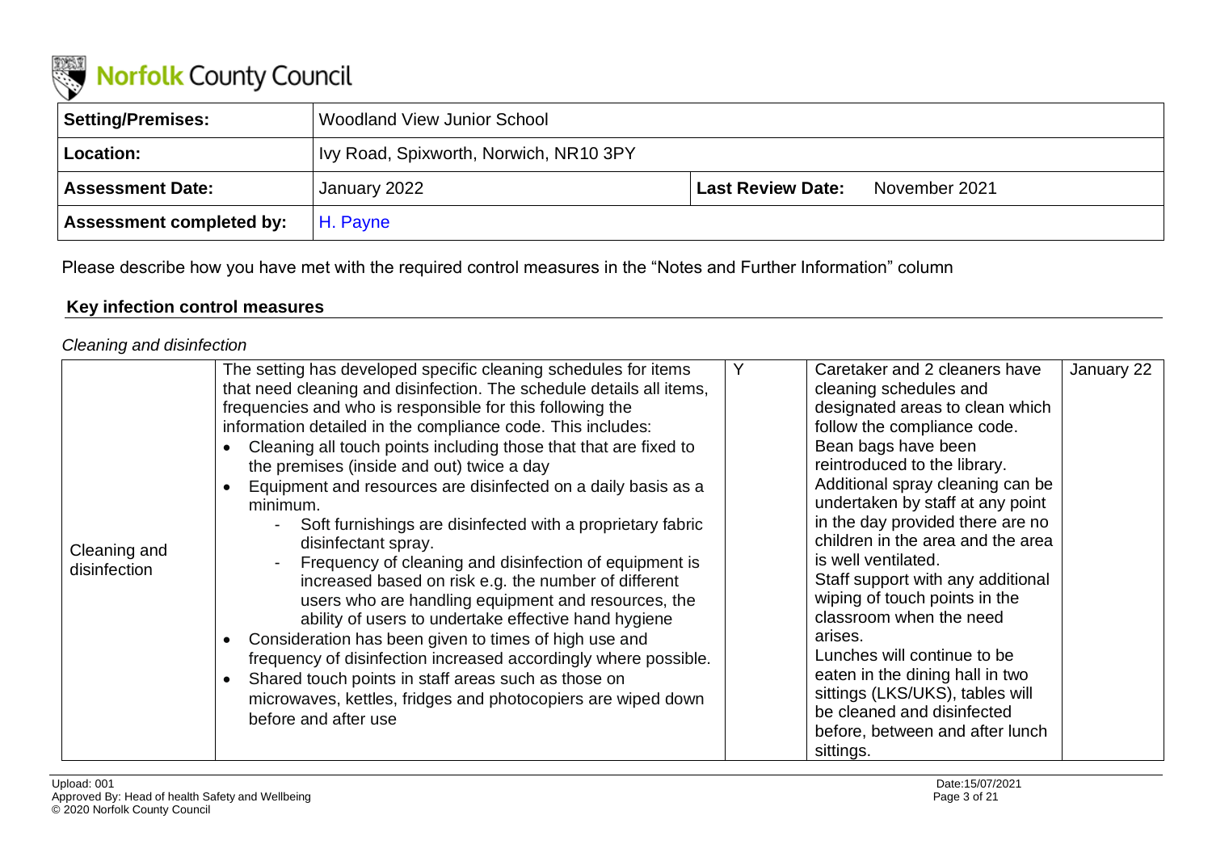Norfolk County Council

| Setting/Premises: | Woodland View Junior School | | |
|---|---|---|---|
| Location: | Ivy Road, Spixworth, Norwich, NR10 3PY | | |
| Assessment Date: | January 2022 | Last Review Date: | November 2021 |
| Assessment completed by: | H. Payne | | |

Please describe how you have met with the required control measures in the "Notes and Further Information" column

## Key infection control measures

*Cleaning and disinfection*

| | | | | |
|---|---|---|---|---|
| Cleaning and disinfection | The setting has developed specific cleaning schedules for items that need cleaning and disinfection. The schedule details all items, frequencies and who is responsible for this following the information detailed in the compliance code. This includes:<br>• Cleaning all touch points including those that that are fixed to the premises (inside and out) twice a day<br>• Equipment and resources are disinfected on a daily basis as a minimum.<br>  - Soft furnishings are disinfected with a proprietary fabric disinfectant spray.<br>  - Frequency of cleaning and disinfection of equipment is increased based on risk e.g. the number of different users who are handling equipment and resources, the ability of users to undertake effective hand hygiene<br>• Consideration has been given to times of high use and frequency of disinfection increased accordingly where possible.<br>• Shared touch points in staff areas such as those on microwaves, kettles, fridges and photocopiers are wiped down before and after use | Y | Caretaker and 2 cleaners have cleaning schedules and designated areas to clean which follow the compliance code.<br>Bean bags have been reintroduced to the library.<br>Additional spray cleaning can be undertaken by staff at any point in the day provided there are no children in the area and the area is well ventilated.<br>Staff support with any additional wiping of touch points in the classroom when the need arises.<br>Lunches will continue to be eaten in the dining hall in two sittings (LKS/UKS), tables will be cleaned and disinfected before, between and after lunch sittings. | January 22 |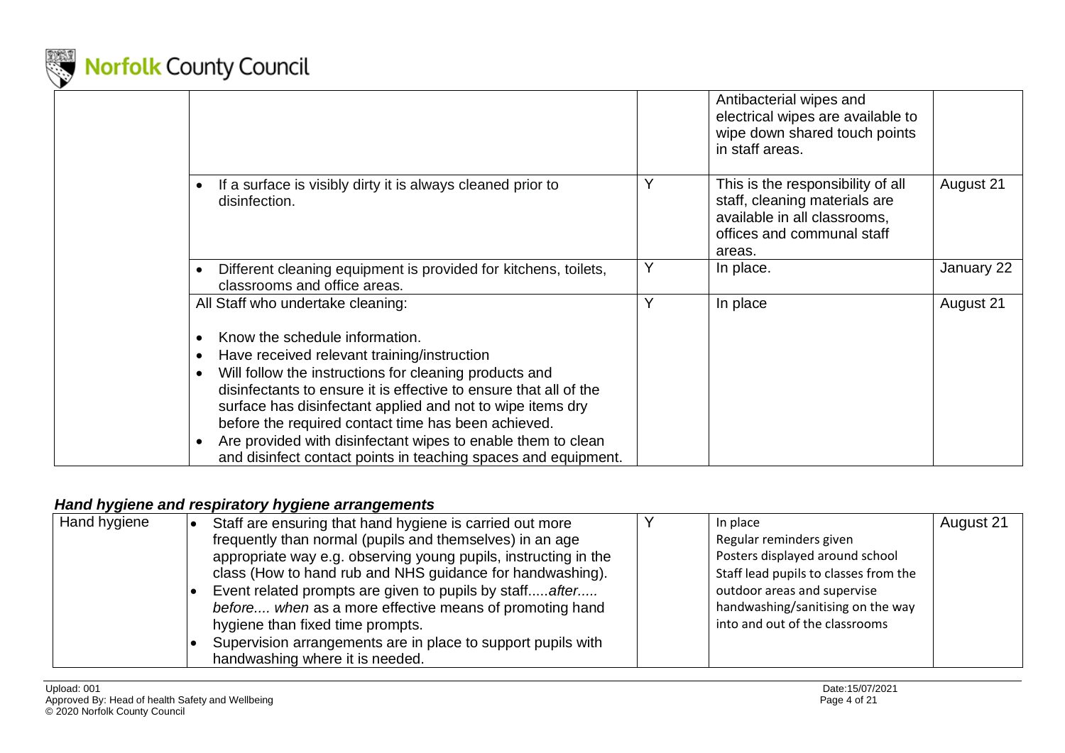| | | | | |
|---|---|---|---|---|
| | | | Antibacterial wipes and electrical wipes are available to wipe down shared touch points in staff areas. | |
| | • If a surface is visibly dirty it is always cleaned prior to disinfection. | Y | This is the responsibility of all staff, cleaning materials are available in all classrooms, offices and communal staff areas. | August 21 |
| | • Different cleaning equipment is provided for kitchens, toilets, classrooms and office areas. | Y | In place. | January 22 |
| | All Staff who undertake cleaning:<br><br>• Know the schedule information.<br>• Have received relevant training/instruction<br>• Will follow the instructions for cleaning products and disinfectants to ensure it is effective to ensure that all of the surface has disinfectant applied and not to wipe items dry before the required contact time has been achieved.<br>• Are provided with disinfectant wipes to enable them to clean and disinfect contact points in teaching spaces and equipment. | Y | In place | August 21 |

### *Hand hygiene and respiratory hygiene arrangements*

| | | | | |
|---|---|---|---|---|
| Hand hygiene | • Staff are ensuring that hand hygiene is carried out more frequently than normal (pupils and themselves) in an age appropriate way e.g. observing young pupils, instructing in the class (How to hand rub and NHS guidance for handwashing).<br>• Event related prompts are given to pupils by staff.....*after..... before.... when* as a more effective means of promoting hand hygiene than fixed time prompts.<br>• Supervision arrangements are in place to support pupils with handwashing where it is needed. | Y | In place<br>Regular reminders given<br>Posters displayed around school<br>Staff lead pupils to classes from the outdoor areas and supervise handwashing/sanitising on the way into and out of the classrooms | August 21 |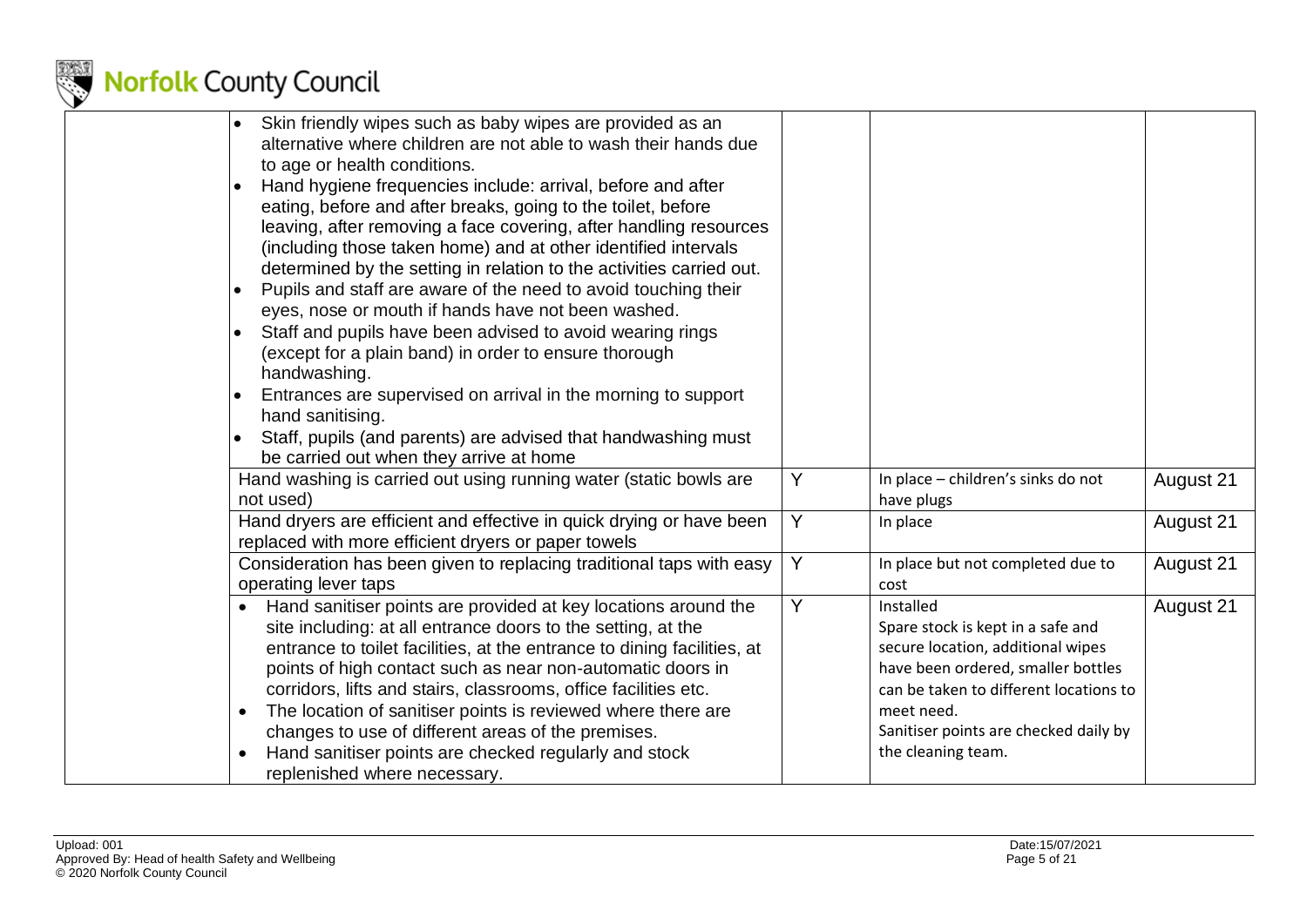| | | | | |
|---|---|---|---|---|
| | • Skin friendly wipes such as baby wipes are provided as an alternative where children are not able to wash their hands due to age or health conditions.<br>• Hand hygiene frequencies include: arrival, before and after eating, before and after breaks, going to the toilet, before leaving, after removing a face covering, after handling resources (including those taken home) and at other identified intervals determined by the setting in relation to the activities carried out.<br>• Pupils and staff are aware of the need to avoid touching their eyes, nose or mouth if hands have not been washed.<br>• Staff and pupils have been advised to avoid wearing rings (except for a plain band) in order to ensure thorough handwashing.<br>• Entrances are supervised on arrival in the morning to support hand sanitising.<br>• Staff, pupils (and parents) are advised that handwashing must be carried out when they arrive at home | | | |
| | Hand washing is carried out using running water (static bowls are not used) | Y | In place – children's sinks do not have plugs | August 21 |
| | Hand dryers are efficient and effective in quick drying or have been replaced with more efficient dryers or paper towels | Y | In place | August 21 |
| | Consideration has been given to replacing traditional taps with easy operating lever taps | Y | In place but not completed due to cost | August 21 |
| | • Hand sanitiser points are provided at key locations around the site including: at all entrance doors to the setting, at the entrance to toilet facilities, at the entrance to dining facilities, at points of high contact such as near non-automatic doors in corridors, lifts and stairs, classrooms, office facilities etc.<br>• The location of sanitiser points is reviewed where there are changes to use of different areas of the premises.<br>• Hand sanitiser points are checked regularly and stock replenished where necessary. | Y | Installed<br>Spare stock is kept in a safe and secure location, additional wipes have been ordered, smaller bottles can be taken to different locations to meet need.<br>Sanitiser points are checked daily by the cleaning team. | August 21 |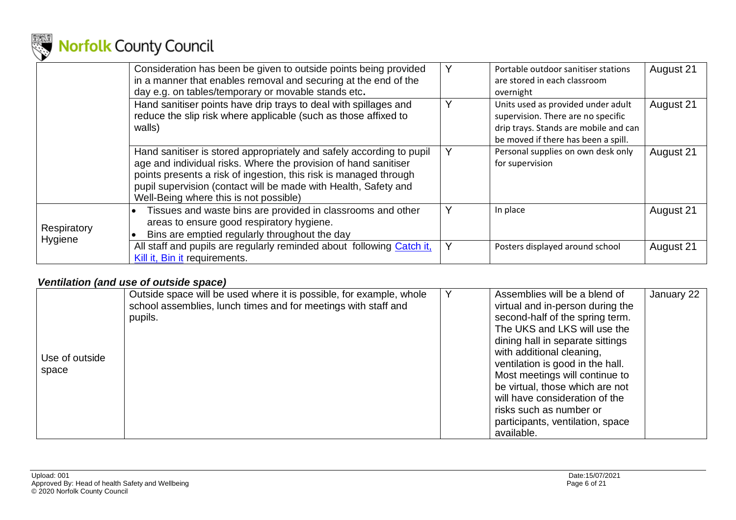| | | | | |
|---|---|---|---|---|
| | Consideration has been be given to outside points being provided in a manner that enables removal and securing at the end of the day e.g. on tables/temporary or movable stands etc. | Y | Portable outdoor sanitiser stations are stored in each classroom overnight | August 21 |
| | Hand sanitiser points have drip trays to deal with spillages and reduce the slip risk where applicable (such as those affixed to walls) | Y | Units used as provided under adult supervision. There are no specific drip trays. Stands are mobile and can be moved if there has been a spill. | August 21 |
| | Hand sanitiser is stored appropriately and safely according to pupil age and individual risks. Where the provision of hand sanitiser points presents a risk of ingestion, this risk is managed through pupil supervision (contact will be made with Health, Safety and Well-Being where this is not possible) | Y | Personal supplies on own desk only for supervision | August 21 |
| Respiratory Hygiene | • Tissues and waste bins are provided in classrooms and other areas to ensure good respiratory hygiene.<br>• Bins are emptied regularly throughout the day | Y | In place | August 21 |
| | All staff and pupils are regularly reminded about following Catch it, Kill it, Bin it requirements. | Y | Posters displayed around school | August 21 |

### *Ventilation (and use of outside space)*

| | | | | |
|---|---|---|---|---|
| Use of outside space | Outside space will be used where it is possible, for example, whole school assemblies, lunch times and for meetings with staff and pupils. | Y | Assemblies will be a blend of virtual and in-person during the second-half of the spring term. The UKS and LKS will use the dining hall in separate sittings with additional cleaning, ventilation is good in the hall. Most meetings will continue to be virtual, those which are not will have consideration of the risks such as number or participants, ventilation, space available. | January 22 |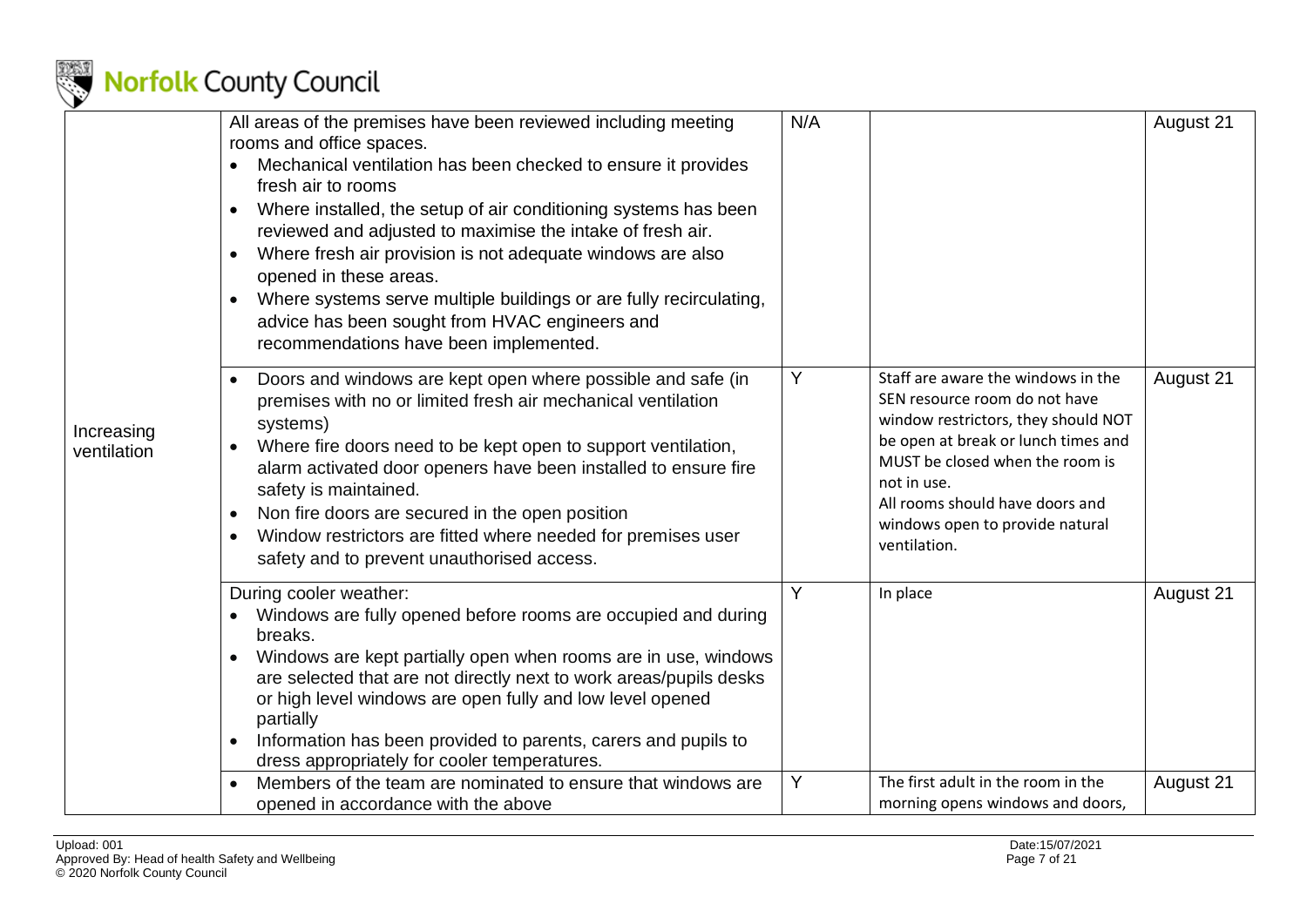| | | | | |
|---|---|---|---|---|
| Increasing ventilation | All areas of the premises have been reviewed including meeting rooms and office spaces.<br>• Mechanical ventilation has been checked to ensure it provides fresh air to rooms<br>• Where installed, the setup of air conditioning systems has been reviewed and adjusted to maximise the intake of fresh air.<br>• Where fresh air provision is not adequate windows are also opened in these areas.<br>• Where systems serve multiple buildings or are fully recirculating, advice has been sought from HVAC engineers and recommendations have been implemented. | N/A | | August 21 |
| | • Doors and windows are kept open where possible and safe (in premises with no or limited fresh air mechanical ventilation systems)<br>• Where fire doors need to be kept open to support ventilation, alarm activated door openers have been installed to ensure fire safety is maintained.<br>• Non fire doors are secured in the open position<br>• Window restrictors are fitted where needed for premises user safety and to prevent unauthorised access. | Y | Staff are aware the windows in the SEN resource room do not have window restrictors, they should NOT be open at break or lunch times and MUST be closed when the room is not in use.<br>All rooms should have doors and windows open to provide natural ventilation. | August 21 |
| | During cooler weather:<br>• Windows are fully opened before rooms are occupied and during breaks.<br>• Windows are kept partially open when rooms are in use, windows are selected that are not directly next to work areas/pupils desks or high level windows are open fully and low level opened partially<br>• Information has been provided to parents, carers and pupils to dress appropriately for cooler temperatures. | Y | In place | August 21 |
| | • Members of the team are nominated to ensure that windows are opened in accordance with the above | Y | The first adult in the room in the morning opens windows and doors, | August 21 |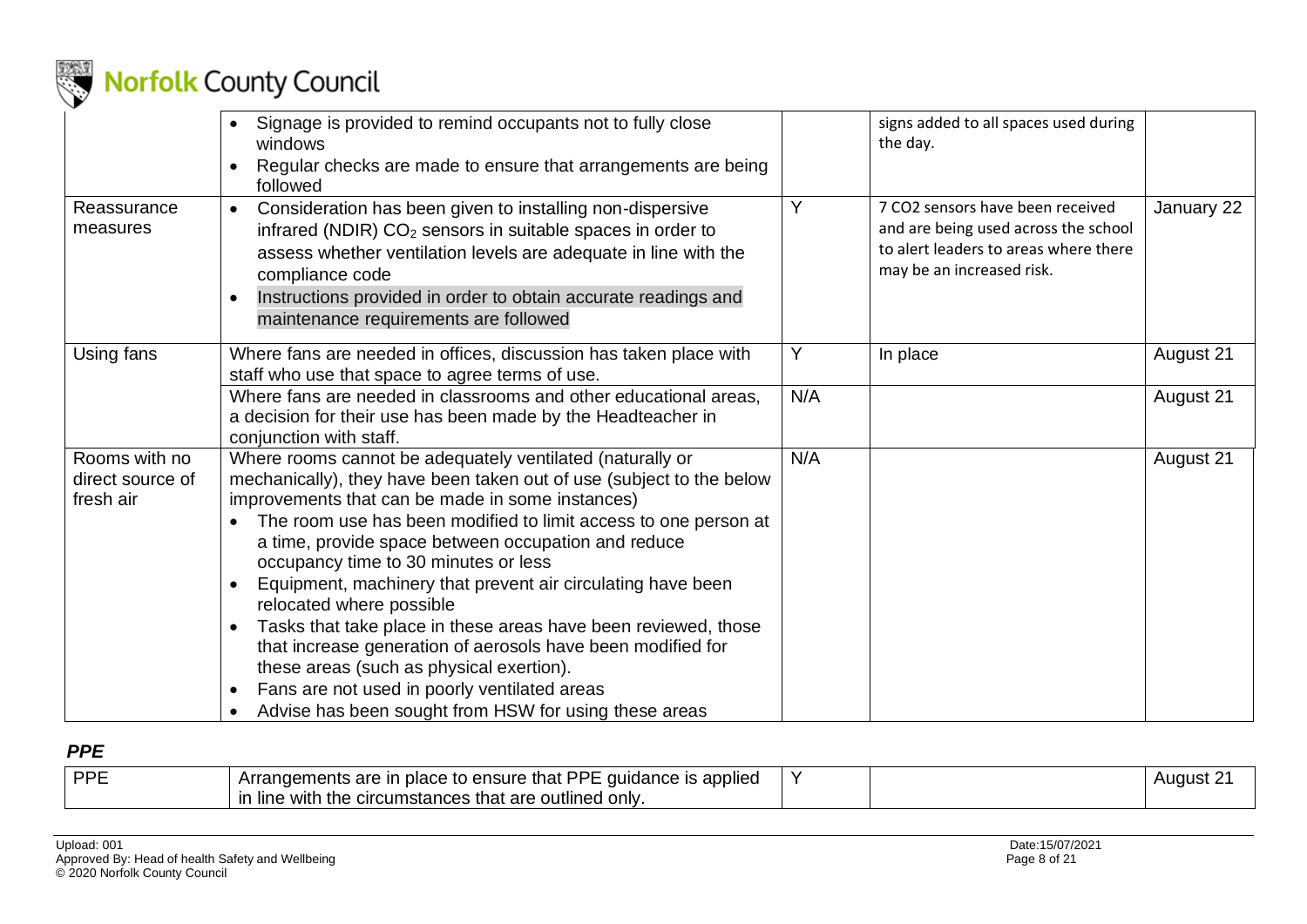| | | | | |
|---|---|---|---|---|
| | • Signage is provided to remind occupants not to fully close windows<br>• Regular checks are made to ensure that arrangements are being followed | | signs added to all spaces used during the day. | |
| Reassurance measures | • Consideration has been given to installing non-dispersive infrared (NDIR) $CO_2$ sensors in suitable spaces in order to assess whether ventilation levels are adequate in line with the compliance code<br>• Instructions provided in order to obtain accurate readings and maintenance requirements are followed | Y | 7 CO2 sensors have been received and are being used across the school to alert leaders to areas where there may be an increased risk. | January 22 |
| Using fans | Where fans are needed in offices, discussion has taken place with staff who use that space to agree terms of use. | Y | In place | August 21 |
| | Where fans are needed in classrooms and other educational areas, a decision for their use has been made by the Headteacher in conjunction with staff. | N/A | | August 21 |
| Rooms with no direct source of fresh air | Where rooms cannot be adequately ventilated (naturally or mechanically), they have been taken out of use (subject to the below improvements that can be made in some instances)<br>• The room use has been modified to limit access to one person at a time, provide space between occupation and reduce occupancy time to 30 minutes or less<br>• Equipment, machinery that prevent air circulating have been relocated where possible<br>• Tasks that take place in these areas have been reviewed, those that increase generation of aerosols have been modified for these areas (such as physical exertion).<br>• Fans are not used in poorly ventilated areas<br>• Advise has been sought from HSW for using these areas | N/A | | August 21 |

***PPE***

| | | | | |
|---|---|---|---|---|
| PPE | Arrangements are in place to ensure that PPE guidance is applied in line with the circumstances that are outlined only. | Y | | August 21 |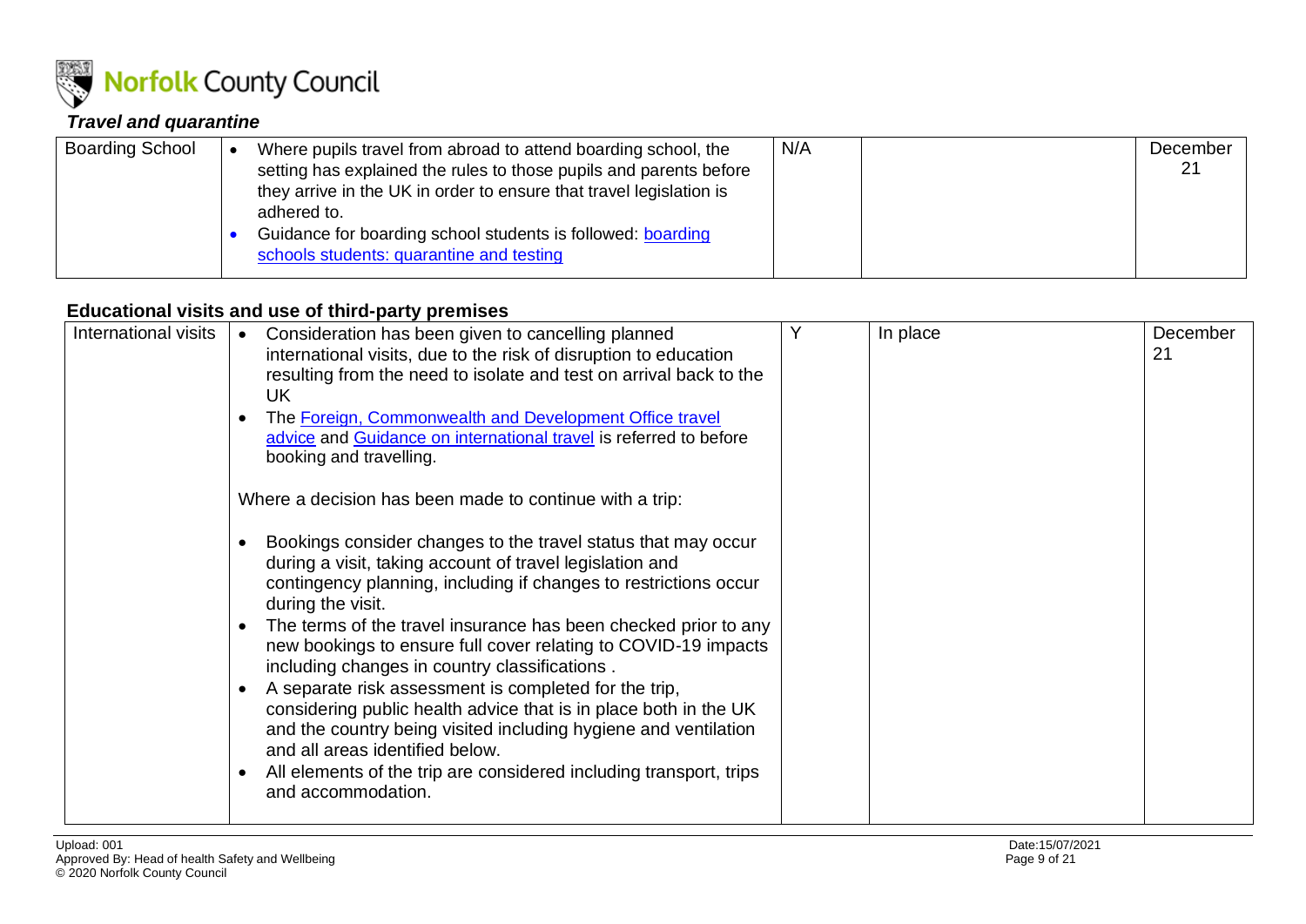### *Travel and quarantine*

| | | | | |
|---|---|---|---|---|
| Boarding School | • Where pupils travel from abroad to attend boarding school, the setting has explained the rules to those pupils and parents before they arrive in the UK in order to ensure that travel legislation is adhered to.<br>• Guidance for boarding school students is followed: [boarding schools students: quarantine and testing]() | N/A | | December 21 |

### Educational visits and use of third-party premises

| | | | | |
|---|---|---|---|---|
| International visits | • Consideration has been given to cancelling planned international visits, due to the risk of disruption to education resulting from the need to isolate and test on arrival back to the UK<br>• The [Foreign, Commonwealth and Development Office travel advice]() and [Guidance on international travel]() is referred to before booking and travelling.<br><br>Where a decision has been made to continue with a trip:<br><br>• Bookings consider changes to the travel status that may occur during a visit, taking account of travel legislation and contingency planning, including if changes to restrictions occur during the visit.<br>• The terms of the travel insurance has been checked prior to any new bookings to ensure full cover relating to COVID-19 impacts including changes in country classifications .<br>• A separate risk assessment is completed for the trip, considering public health advice that is in place both in the UK and the country being visited including hygiene and ventilation and all areas identified below.<br>• All elements of the trip are considered including transport, trips and accommodation. | Y | In place | December 21 |

Upload: 001
Approved By: Head of health Safety and Wellbeing
© 2020 Norfolk County Council

Date:15/07/2021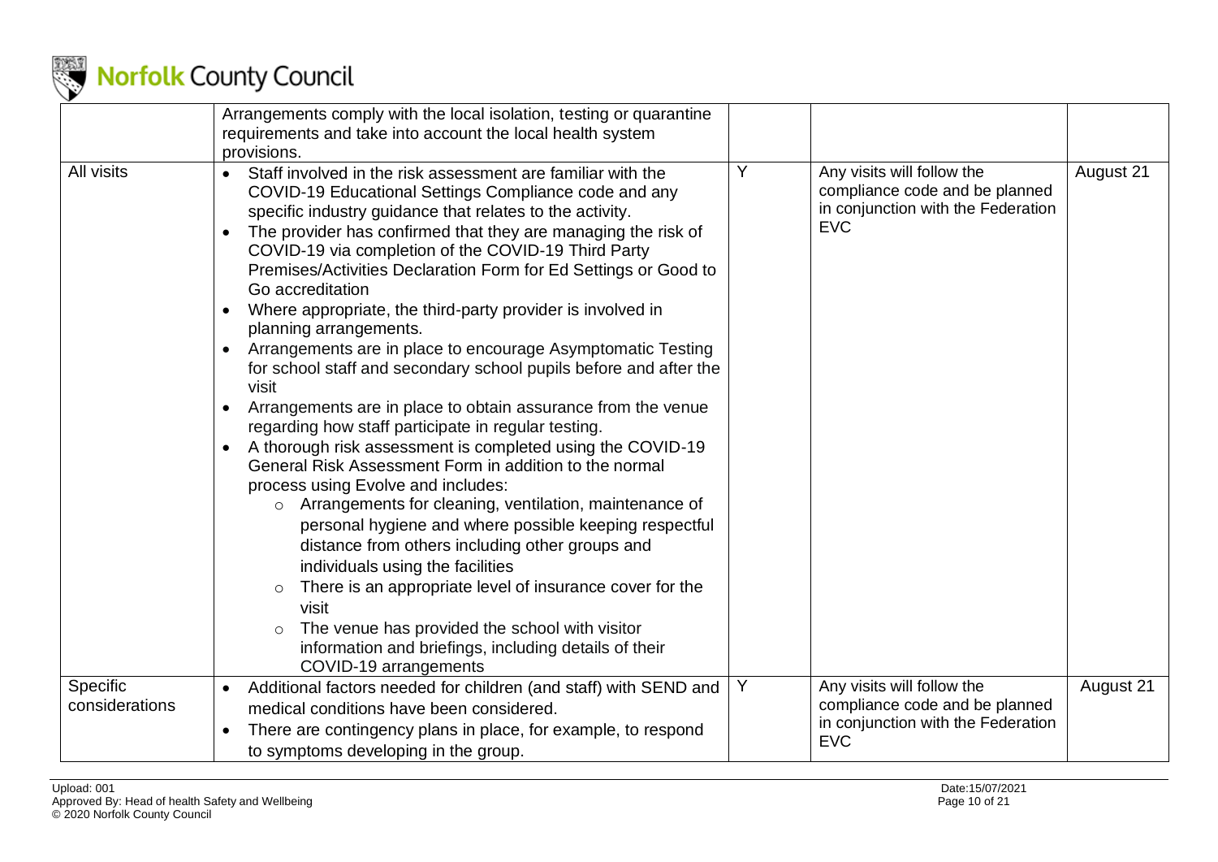| | | | | |
|---|---|---|---|---|
| | Arrangements comply with the local isolation, testing or quarantine requirements and take into account the local health system provisions. | | | |
| All visits | • Staff involved in the risk assessment are familiar with the COVID-19 Educational Settings Compliance code and any specific industry guidance that relates to the activity.<br>• The provider has confirmed that they are managing the risk of COVID-19 via completion of the COVID-19 Third Party Premises/Activities Declaration Form for Ed Settings or Good to Go accreditation<br>• Where appropriate, the third-party provider is involved in planning arrangements.<br>• Arrangements are in place to encourage Asymptomatic Testing for school staff and secondary school pupils before and after the visit<br>• Arrangements are in place to obtain assurance from the venue regarding how staff participate in regular testing.<br>• A thorough risk assessment is completed using the COVID-19 General Risk Assessment Form in addition to the normal process using Evolve and includes:<br>&nbsp;&nbsp;○ Arrangements for cleaning, ventilation, maintenance of personal hygiene and where possible keeping respectful distance from others including other groups and individuals using the facilities<br>&nbsp;&nbsp;○ There is an appropriate level of insurance cover for the visit<br>&nbsp;&nbsp;○ The venue has provided the school with visitor information and briefings, including details of their COVID-19 arrangements | Y | Any visits will follow the compliance code and be planned in conjunction with the Federation EVC | August 21 |
| Specific considerations | • Additional factors needed for children (and staff) with SEND and medical conditions have been considered.<br>• There are contingency plans in place, for example, to respond to symptoms developing in the group. | Y | Any visits will follow the compliance code and be planned in conjunction with the Federation EVC | August 21 |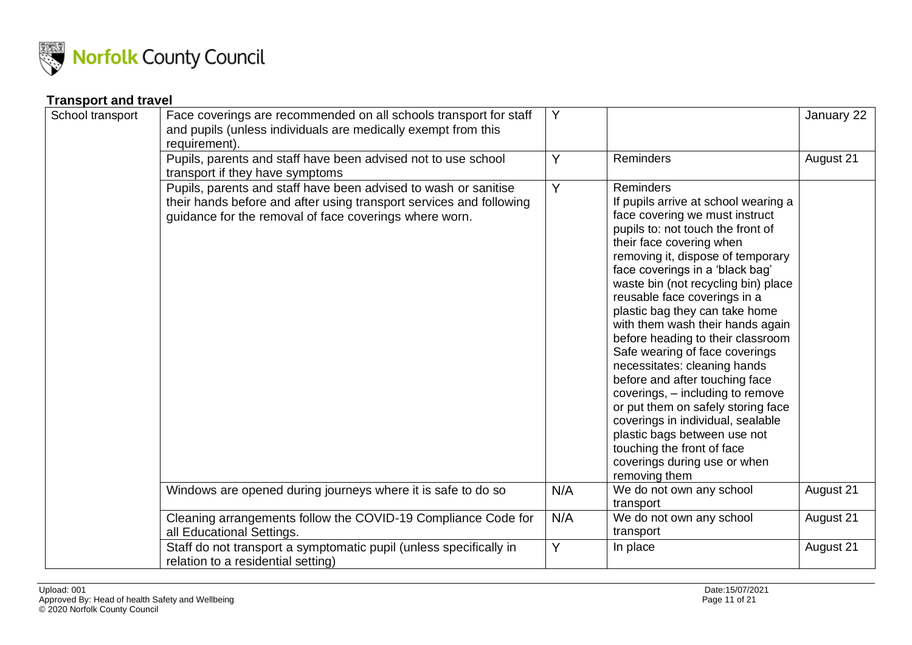**Transport and travel**

| | | | | |
|---|---|---|---|---|
| School transport | Face coverings are recommended on all schools transport for staff and pupils (unless individuals are medically exempt from this requirement). | Y | | January 22 |
| | Pupils, parents and staff have been advised not to use school transport if they have symptoms | Y | Reminders | August 21 |
| | Pupils, parents and staff have been advised to wash or sanitise their hands before and after using transport services and following guidance for the removal of face coverings where worn. | Y | Reminders<br>If pupils arrive at school wearing a face covering we must instruct pupils to: not touch the front of their face covering when removing it, dispose of temporary face coverings in a 'black bag' waste bin (not recycling bin) place reusable face coverings in a plastic bag they can take home with them wash their hands again before heading to their classroom Safe wearing of face coverings necessitates: cleaning hands before and after touching face coverings, – including to remove or put them on safely storing face coverings in individual, sealable plastic bags between use not touching the front of face coverings during use or when removing them | |
| | Windows are opened during journeys where it is safe to do so | N/A | We do not own any school transport | August 21 |
| | Cleaning arrangements follow the COVID-19 Compliance Code for all Educational Settings. | N/A | We do not own any school transport | August 21 |
| | Staff do not transport a symptomatic pupil (unless specifically in relation to a residential setting) | Y | In place | August 21 |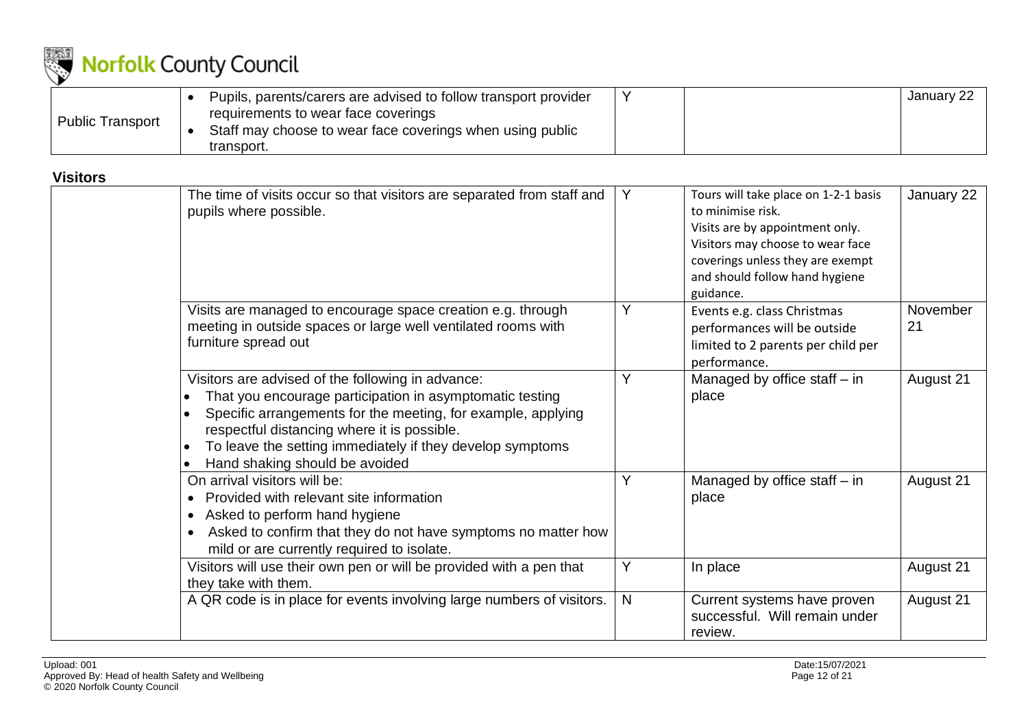| Public Transport | • Pupils, parents/carers are advised to follow transport provider requirements to wear face coverings<br>• Staff may choose to wear face coverings when using public transport. | Y | | January 22 |
|---|---|---|---|---|

**Visitors**

| | | | | |
|---|---|---|---|---|
| | The time of visits occur so that visitors are separated from staff and pupils where possible. | Y | Tours will take place on 1-2-1 basis to minimise risk.<br>Visits are by appointment only.<br>Visitors may choose to wear face coverings unless they are exempt and should follow hand hygiene guidance. | January 22 |
| | Visits are managed to encourage space creation e.g. through meeting in outside spaces or large well ventilated rooms with furniture spread out | Y | Events e.g. class Christmas performances will be outside limited to 2 parents per child per performance. | November 21 |
| | Visitors are advised of the following in advance:<br>• That you encourage participation in asymptomatic testing<br>• Specific arrangements for the meeting, for example, applying respectful distancing where it is possible.<br>• To leave the setting immediately if they develop symptoms<br>• Hand shaking should be avoided | Y | Managed by office staff – in place | August 21 |
| | On arrival visitors will be:<br>• Provided with relevant site information<br>• Asked to perform hand hygiene<br>• Asked to confirm that they do not have symptoms no matter how mild or are currently required to isolate. | Y | Managed by office staff – in place | August 21 |
| | Visitors will use their own pen or will be provided with a pen that they take with them. | Y | In place | August 21 |
| | A QR code is in place for events involving large numbers of visitors. | N | Current systems have proven successful. Will remain under review. | August 21 |

Upload: 001
Approved By: Head of health Safety and Wellbeing
© 2020 Norfolk County Council

Date:15/07/2021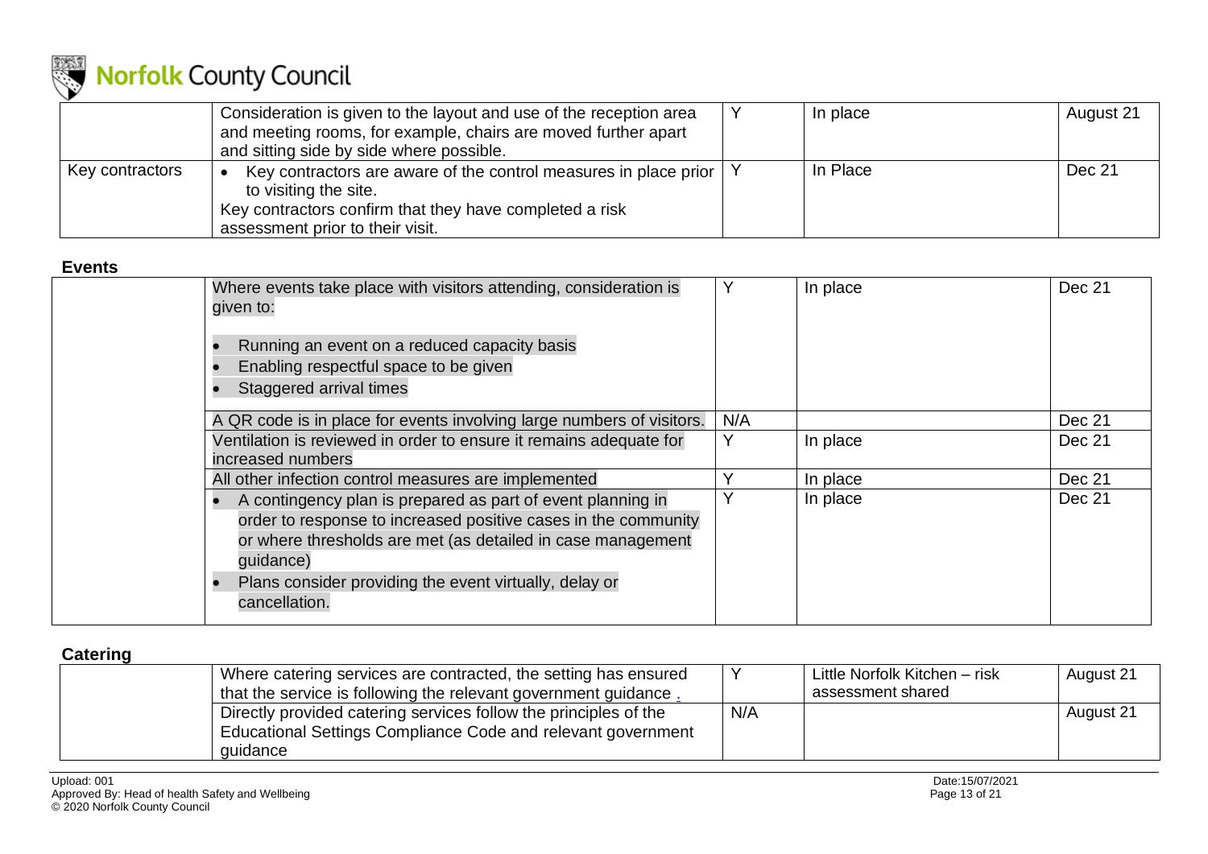|  |  |  |  |  |
|---|---|---|---|---|
|  | Consideration is given to the layout and use of the reception area and meeting rooms, for example, chairs are moved further apart and sitting side by side where possible. | Y | In place | August 21 |
| Key contractors | • Key contractors are aware of the control measures in place prior to visiting the site.<br>Key contractors confirm that they have completed a risk assessment prior to their visit. | Y | In Place | Dec 21 |

**Events**

|  |  |  |  |  |
|---|---|---|---|---|
|  | Where events take place with visitors attending, consideration is given to:<br>• Running an event on a reduced capacity basis<br>• Enabling respectful space to be given<br>• Staggered arrival times | Y | In place | Dec 21 |
|  | A QR code is in place for events involving large numbers of visitors. | N/A |  | Dec 21 |
|  | Ventilation is reviewed in order to ensure it remains adequate for increased numbers | Y | In place | Dec 21 |
|  | All other infection control measures are implemented | Y | In place | Dec 21 |
|  | • A contingency plan is prepared as part of event planning in order to response to increased positive cases in the community or where thresholds are met (as detailed in case management guidance)<br>• Plans consider providing the event virtually, delay or cancellation. | Y | In place | Dec 21 |

**Catering**

|  |  |  |  |  |
|---|---|---|---|---|
|  | Where catering services are contracted, the setting has ensured that the service is following the relevant government guidance . | Y | Little Norfolk Kitchen – risk assessment shared | August 21 |
|  | Directly provided catering services follow the principles of the Educational Settings Compliance Code and relevant government guidance | N/A |  | August 21 |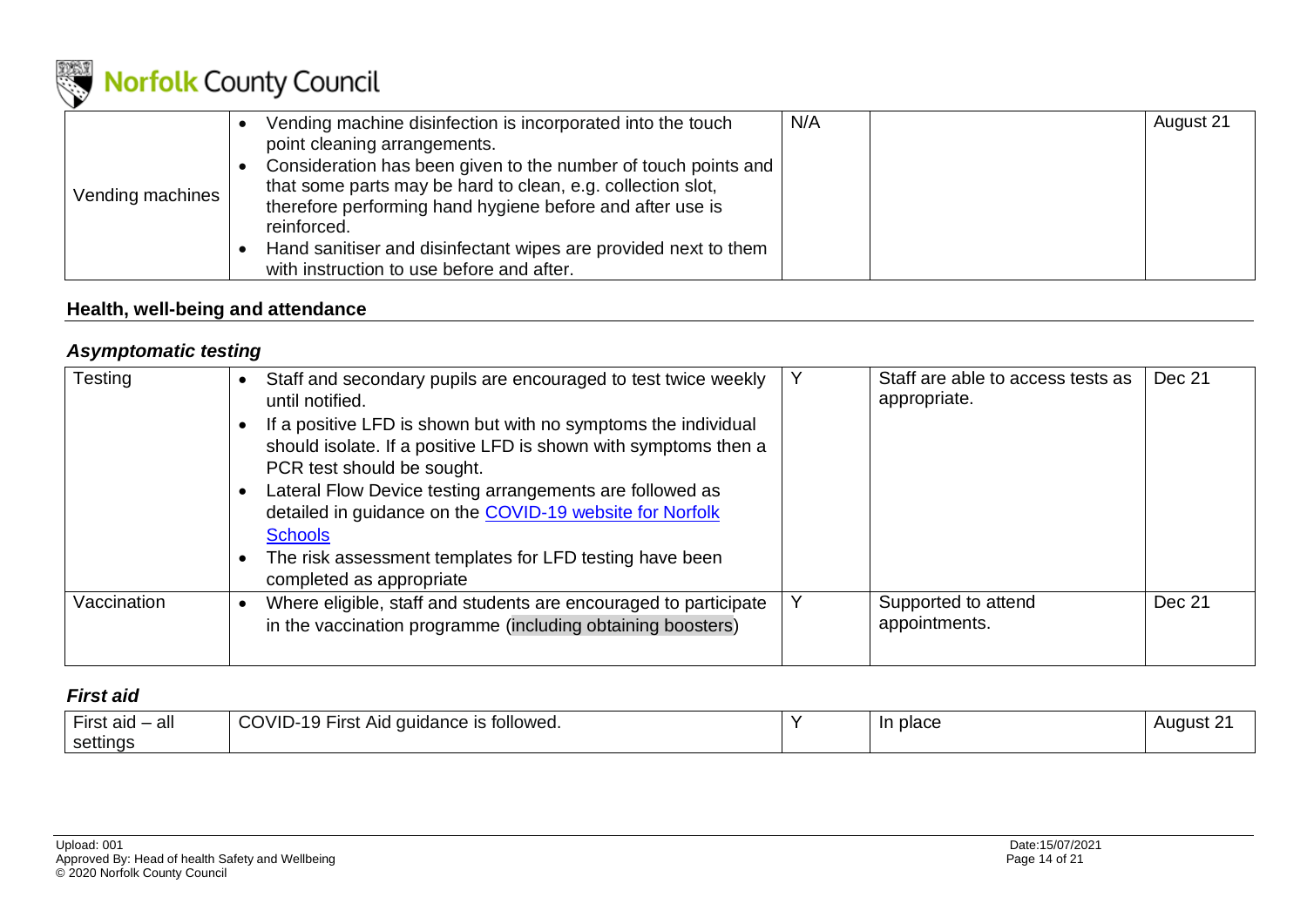| | | | | |
|---|---|---|---|---|
| Vending machines | • Vending machine disinfection is incorporated into the touch point cleaning arrangements.<br>• Consideration has been given to the number of touch points and that some parts may be hard to clean, e.g. collection slot, therefore performing hand hygiene before and after use is reinforced.<br>• Hand sanitiser and disinfectant wipes are provided next to them with instruction to use before and after. | N/A | | August 21 |

## Health, well-being and attendance

### *Asymptomatic testing*

| | | | | |
|---|---|---|---|---|
| Testing | • Staff and secondary pupils are encouraged to test twice weekly until notified.<br>• If a positive LFD is shown but with no symptoms the individual should isolate. If a positive LFD is shown with symptoms then a PCR test should be sought.<br>• Lateral Flow Device testing arrangements are followed as detailed in guidance on the [COVID-19 website for Norfolk Schools](#)<br>• The risk assessment templates for LFD testing have been completed as appropriate | Y | Staff are able to access tests as appropriate. | Dec 21 |
| Vaccination | • Where eligible, staff and students are encouraged to participate in the vaccination programme (including obtaining boosters) | Y | Supported to attend appointments. | Dec 21 |

### *First aid*

| | | | | |
|---|---|---|---|---|
| First aid – all settings | COVID-19 First Aid guidance is followed. | Y | In place | August 21 |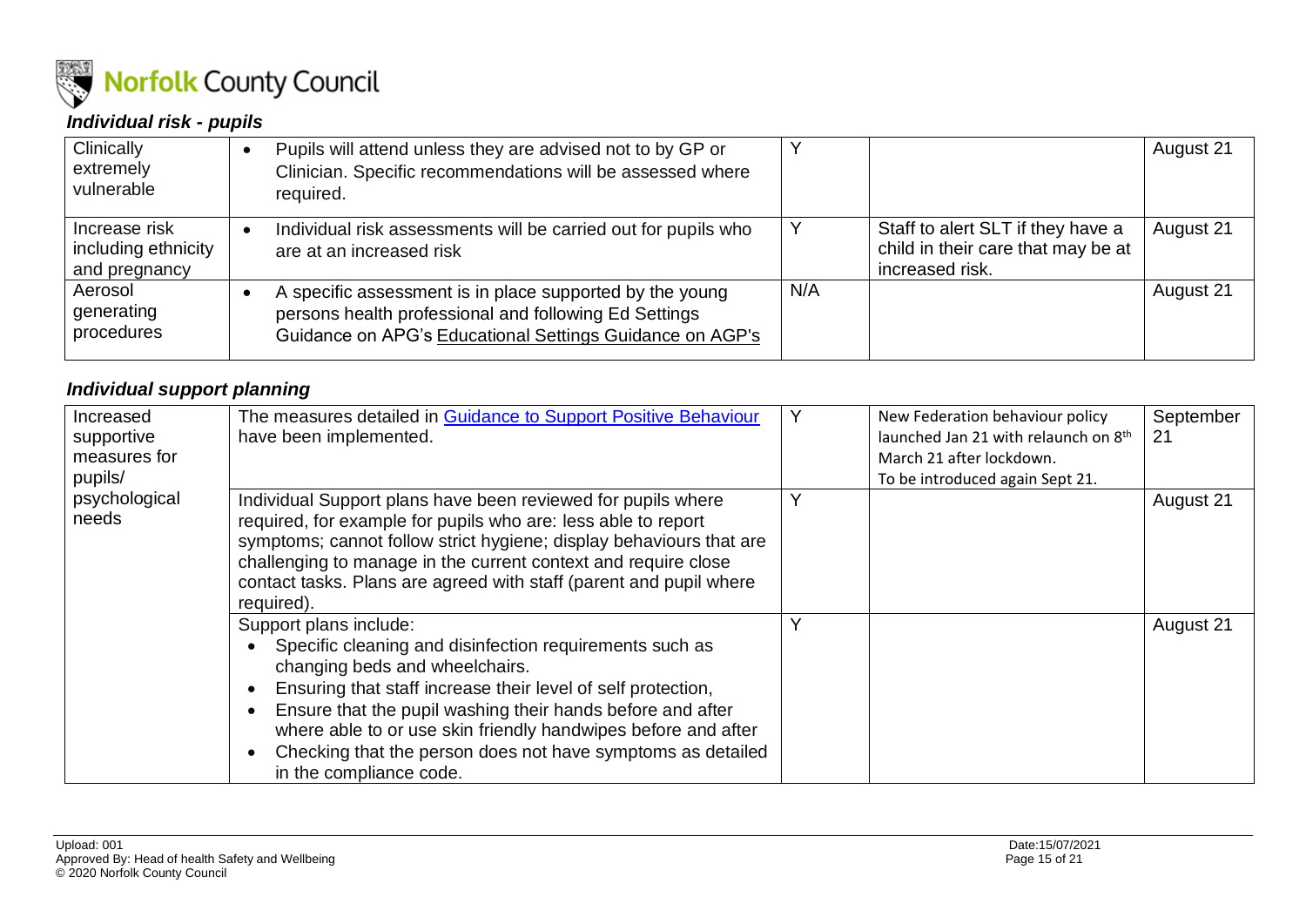### *Individual risk - pupils*

| | | | | |
|---|---|---|---|---|
| Clinically extremely vulnerable | • Pupils will attend unless they are advised not to by GP or Clinician. Specific recommendations will be assessed where required. | Y | | August 21 |
| Increase risk including ethnicity and pregnancy | • Individual risk assessments will be carried out for pupils who are at an increased risk | Y | Staff to alert SLT if they have a child in their care that may be at increased risk. | August 21 |
| Aerosol generating procedures | • A specific assessment is in place supported by the young persons health professional and following Ed Settings Guidance on APG's Educational Settings Guidance on AGP's | N/A | | August 21 |

### *Individual support planning*

| | | | | |
|---|---|---|---|---|
| Increased supportive measures for pupils/ psychological needs | The measures detailed in Guidance to Support Positive Behaviour have been implemented. | Y | New Federation behaviour policy launched Jan 21 with relaunch on 8th March 21 after lockdown. To be introduced again Sept 21. | September 21 |
| | Individual Support plans have been reviewed for pupils where required, for example for pupils who are: less able to report symptoms; cannot follow strict hygiene; display behaviours that are challenging to manage in the current context and require close contact tasks. Plans are agreed with staff (parent and pupil where required). | Y | | August 21 |
| | Support plans include: <br>• Specific cleaning and disinfection requirements such as changing beds and wheelchairs.<br>• Ensuring that staff increase their level of self protection,<br>• Ensure that the pupil washing their hands before and after where able to or use skin friendly handwipes before and after<br>• Checking that the person does not have symptoms as detailed in the compliance code. | Y | | August 21 |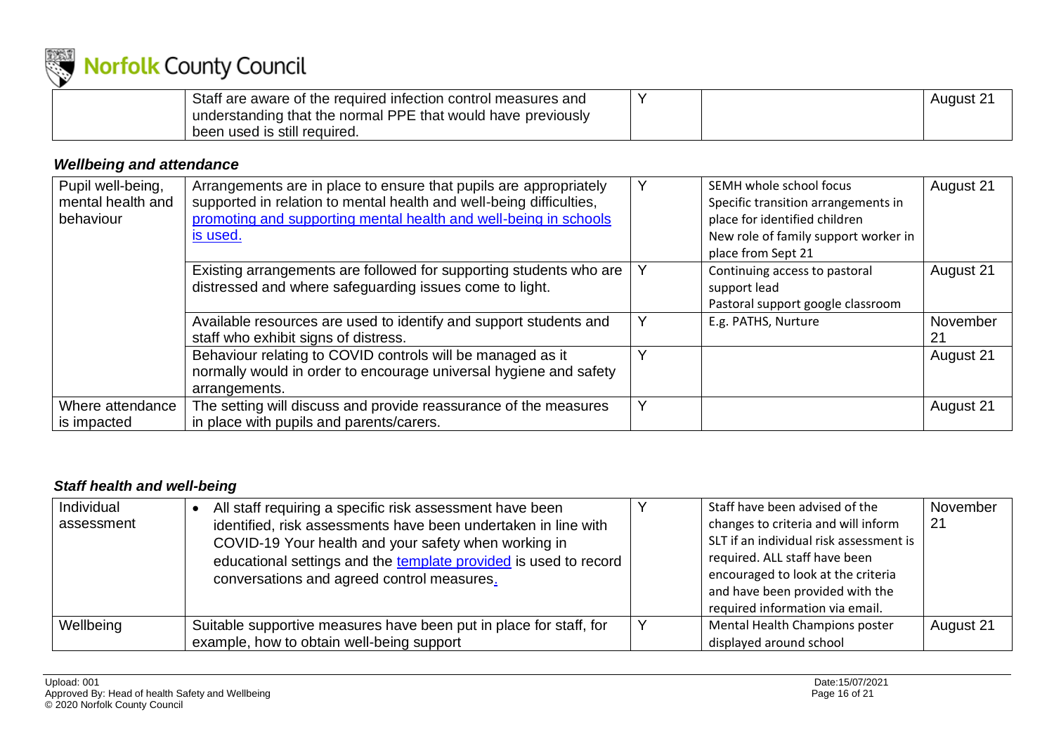| | Staff are aware of the required infection control measures and understanding that the normal PPE that would have previously been used is still required. | Y | | August 21 |
|---|---|---|---|---|

### *Wellbeing and attendance*

| Pupil well-being, mental health and behaviour | Arrangements are in place to ensure that pupils are appropriately supported in relation to mental health and well-being difficulties, promoting and supporting mental health and well-being in schools is used. | Y | SEMH whole school focus<br>Specific transition arrangements in place for identified children<br>New role of family support worker in place from Sept 21 | August 21 |
|---|---|---|---|---|
| | Existing arrangements are followed for supporting students who are distressed and where safeguarding issues come to light. | Y | Continuing access to pastoral support lead<br>Pastoral support google classroom | August 21 |
| | Available resources are used to identify and support students and staff who exhibit signs of distress. | Y | E.g. PATHS, Nurture | November 21 |
| | Behaviour relating to COVID controls will be managed as it normally would in order to encourage universal hygiene and safety arrangements. | Y | | August 21 |
| Where attendance is impacted | The setting will discuss and provide reassurance of the measures in place with pupils and parents/carers. | Y | | August 21 |

### *Staff health and well-being*

| Individual assessment | • All staff requiring a specific risk assessment have been identified, risk assessments have been undertaken in line with COVID-19 Your health and your safety when working in educational settings and the template provided is used to record conversations and agreed control measures. | Y | Staff have been advised of the changes to criteria and will inform SLT if an individual risk assessment is required. ALL staff have been encouraged to look at the criteria and have been provided with the required information via email. | November 21 |
|---|---|---|---|---|
| Wellbeing | Suitable supportive measures have been put in place for staff, for example, how to obtain well-being support | Y | Mental Health Champions poster displayed around school | August 21 |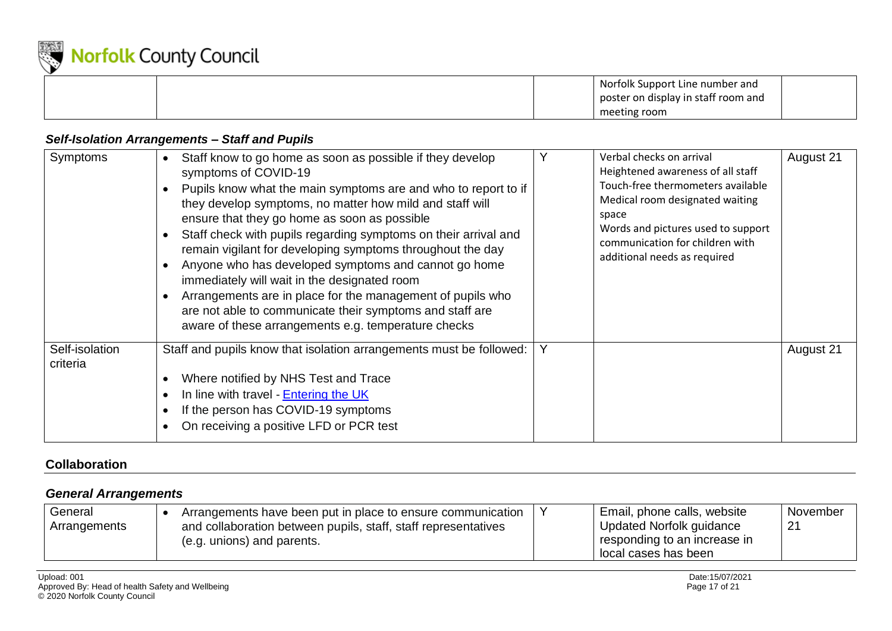| | | | Norfolk Support Line number and poster on display in staff room and meeting room | |
|---|---|---|---|---|

### *Self-Isolation Arrangements – Staff and Pupils*

| Symptoms | <ul><li>Staff know to go home as soon as possible if they develop symptoms of COVID-19</li><li>Pupils know what the main symptoms are and who to report to if they develop symptoms, no matter how mild and staff will ensure that they go home as soon as possible</li><li>Staff check with pupils regarding symptoms on their arrival and remain vigilant for developing symptoms throughout the day</li><li>Anyone who has developed symptoms and cannot go home immediately will wait in the designated room</li><li>Arrangements are in place for the management of pupils who are not able to communicate their symptoms and staff are aware of these arrangements e.g. temperature checks</li></ul> | Y | Verbal checks on arrival<br>Heightened awareness of all staff<br>Touch-free thermometers available<br>Medical room designated waiting space<br>Words and pictures used to support communication for children with additional needs as required | August 21 |
|---|---|---|---|---|
| Self-isolation criteria | Staff and pupils know that isolation arrangements must be followed:<ul><li>Where notified by NHS Test and Trace</li><li>In line with travel - Entering the UK</li><li>If the person has COVID-19 symptoms</li><li>On receiving a positive LFD or PCR test</li></ul> | Y | | August 21 |

## Collaboration

### *General Arrangements*

| General Arrangements | <ul><li>Arrangements have been put in place to ensure communication and collaboration between pupils, staff, staff representatives (e.g. unions) and parents.</li></ul> | Y | Email, phone calls, website<br>Updated Norfolk guidance responding to an increase in local cases has been | November 21 |
|---|---|---|---|---|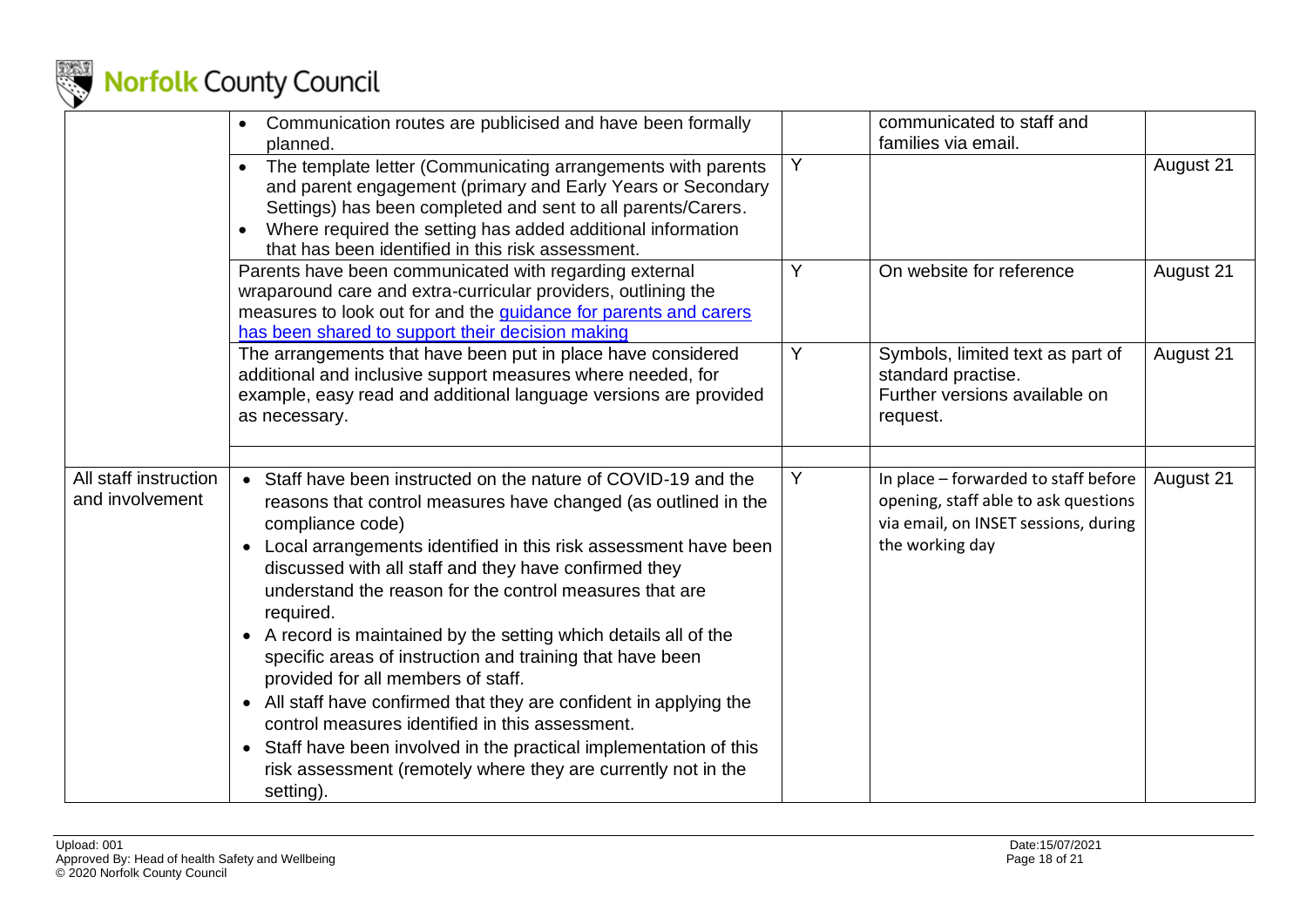| | | | | |
|---|---|---|---|---|
| | • Communication routes are publicised and have been formally planned. | | communicated to staff and families via email. | |
| | • The template letter (Communicating arrangements with parents and parent engagement (primary and Early Years or Secondary Settings) has been completed and sent to all parents/Carers.<br>• Where required the setting has added additional information that has been identified in this risk assessment. | Y | | August 21 |
| | Parents have been communicated with regarding external wraparound care and extra-curricular providers, outlining the measures to look out for and the [guidance for parents and carers has been shared to support their decision making]() | Y | On website for reference | August 21 |
| | The arrangements that have been put in place have considered additional and inclusive support measures where needed, for example, easy read and additional language versions are provided as necessary. | Y | Symbols, limited text as part of standard practise.<br>Further versions available on request. | August 21 |
| | | | | |
| All staff instruction and involvement | • Staff have been instructed on the nature of COVID-19 and the reasons that control measures have changed (as outlined in the compliance code)<br>• Local arrangements identified in this risk assessment have been discussed with all staff and they have confirmed they understand the reason for the control measures that are required.<br>• A record is maintained by the setting which details all of the specific areas of instruction and training that have been provided for all members of staff.<br>• All staff have confirmed that they are confident in applying the control measures identified in this assessment.<br>• Staff have been involved in the practical implementation of this risk assessment (remotely where they are currently not in the setting). | Y | In place – forwarded to staff before opening, staff able to ask questions via email, on INSET sessions, during the working day | August 21 |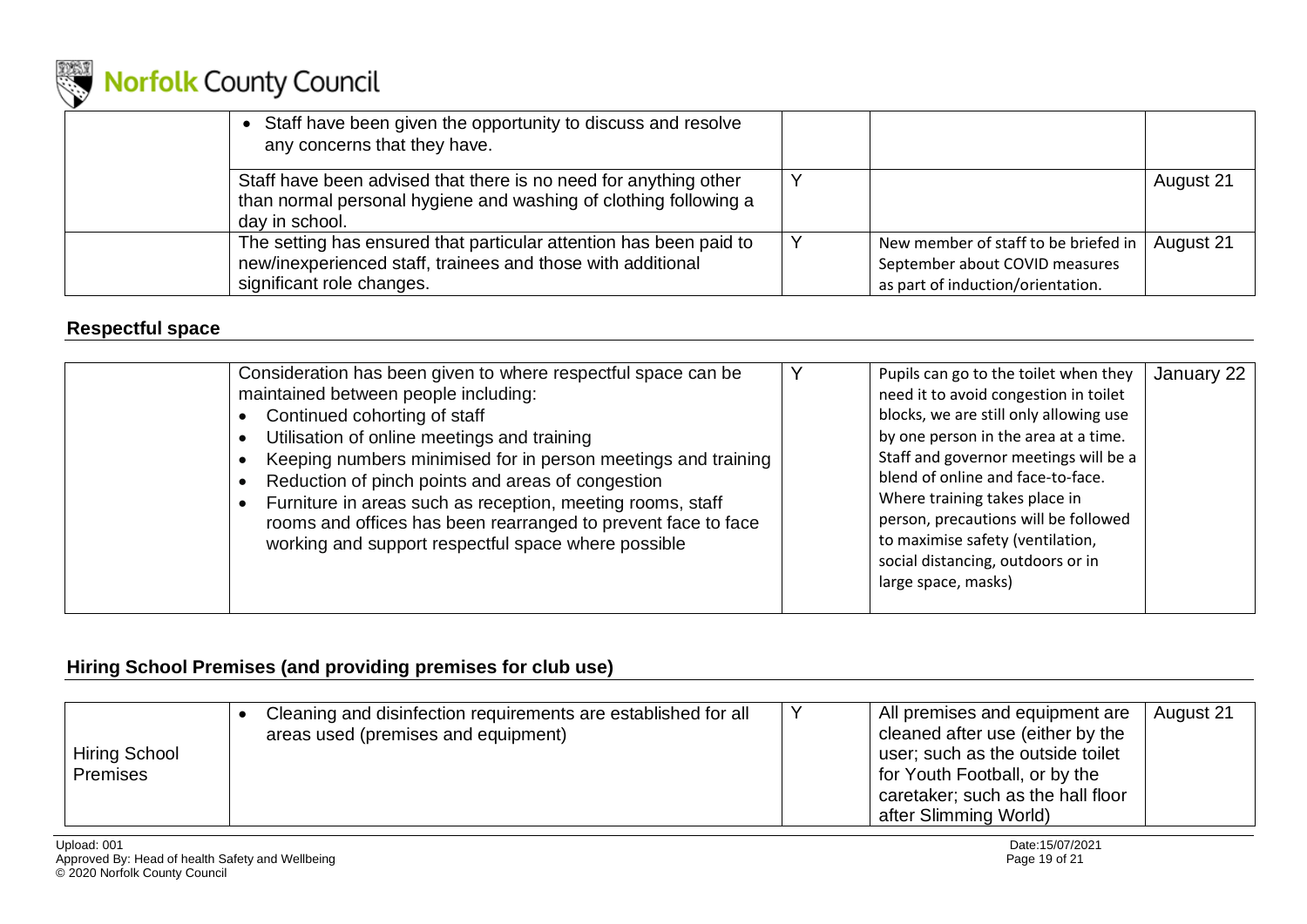| | • Staff have been given the opportunity to discuss and resolve any concerns that they have. | | | |
|---|---|---|---|---|
| | Staff have been advised that there is no need for anything other than normal personal hygiene and washing of clothing following a day in school. | Y | | August 21 |
| | The setting has ensured that particular attention has been paid to new/inexperienced staff, trainees and those with additional significant role changes. | Y | New member of staff to be briefed in September about COVID measures as part of induction/orientation. | August 21 |

## Respectful space

| | Consideration has been given to where respectful space can be maintained between people including:<br>• Continued cohorting of staff<br>• Utilisation of online meetings and training<br>• Keeping numbers minimised for in person meetings and training<br>• Reduction of pinch points and areas of congestion<br>• Furniture in areas such as reception, meeting rooms, staff rooms and offices has been rearranged to prevent face to face working and support respectful space where possible | Y | Pupils can go to the toilet when they need it to avoid congestion in toilet blocks, we are still only allowing use by one person in the area at a time. Staff and governor meetings will be a blend of online and face-to-face. Where training takes place in person, precautions will be followed to maximise safety (ventilation, social distancing, outdoors or in large space, masks) | January 22 |
|---|---|---|---|---|

## Hiring School Premises (and providing premises for club use)

| Hiring School Premises | • Cleaning and disinfection requirements are established for all areas used (premises and equipment) | Y | All premises and equipment are cleaned after use (either by the user; such as the outside toilet for Youth Football, or by the caretaker; such as the hall floor after Slimming World) | August 21 |
|---|---|---|---|---|

Upload: 001
Approved By: Head of health Safety and Wellbeing
© 2020 Norfolk County Council

Date:15/07/2021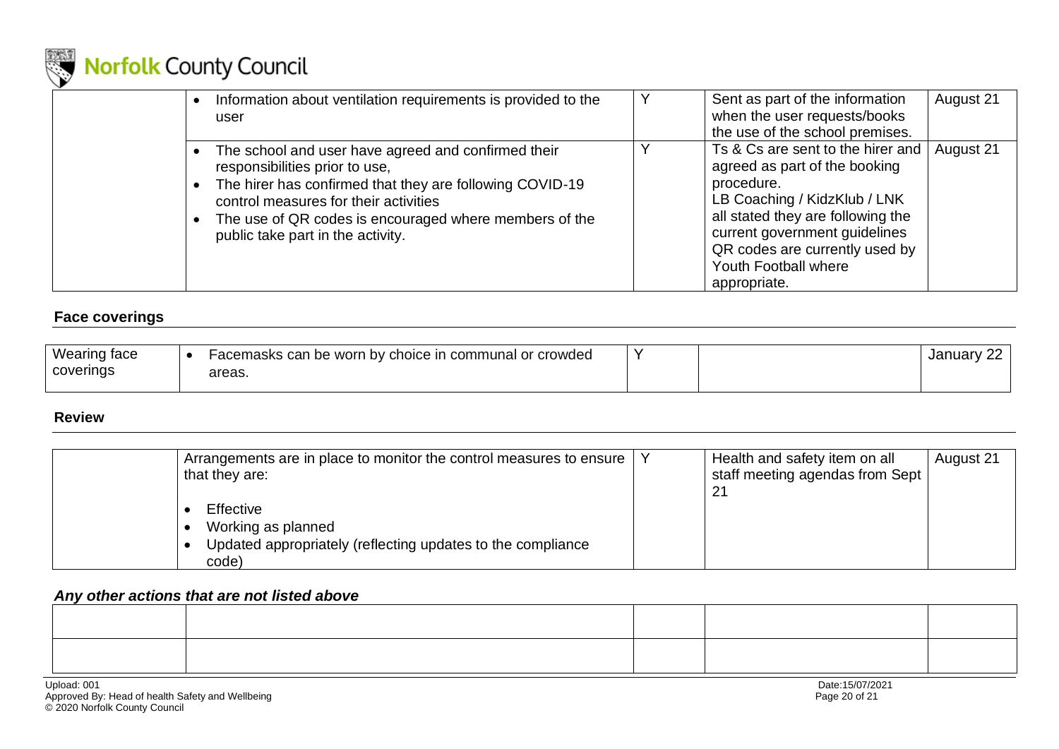| | | | | |
|---|---|---|---|---|
| | • Information about ventilation requirements is provided to the user | Y | Sent as part of the information when the user requests/books the use of the school premises. | August 21 |
| | • The school and user have agreed and confirmed their responsibilities prior to use,<br>• The hirer has confirmed that they are following COVID-19 control measures for their activities<br>• The use of QR codes is encouraged where members of the public take part in the activity. | Y | Ts & Cs are sent to the hirer and agreed as part of the booking procedure.<br>LB Coaching / KidzKlub / LNK all stated they are following the current government guidelines<br>QR codes are currently used by Youth Football where appropriate. | August 21 |

**Face coverings**

| | | | | |
|---|---|---|---|---|
| Wearing face coverings | • Facemasks can be worn by choice in communal or crowded areas. | Y | | January 22 |

**Review**

| | | | | |
|---|---|---|---|---|
| | Arrangements are in place to monitor the control measures to ensure that they are:<br>• Effective<br>• Working as planned<br>• Updated appropriately (reflecting updates to the compliance code) | Y | Health and safety item on all staff meeting agendas from Sept 21 | August 21 |

***Any other actions that are not listed above***

| | | | | |
|---|---|---|---|---|
| | | | | |
| | | | | |

Upload: 001
Approved By: Head of health Safety and Wellbeing
© 2020 Norfolk County Council
Date:15/07/2021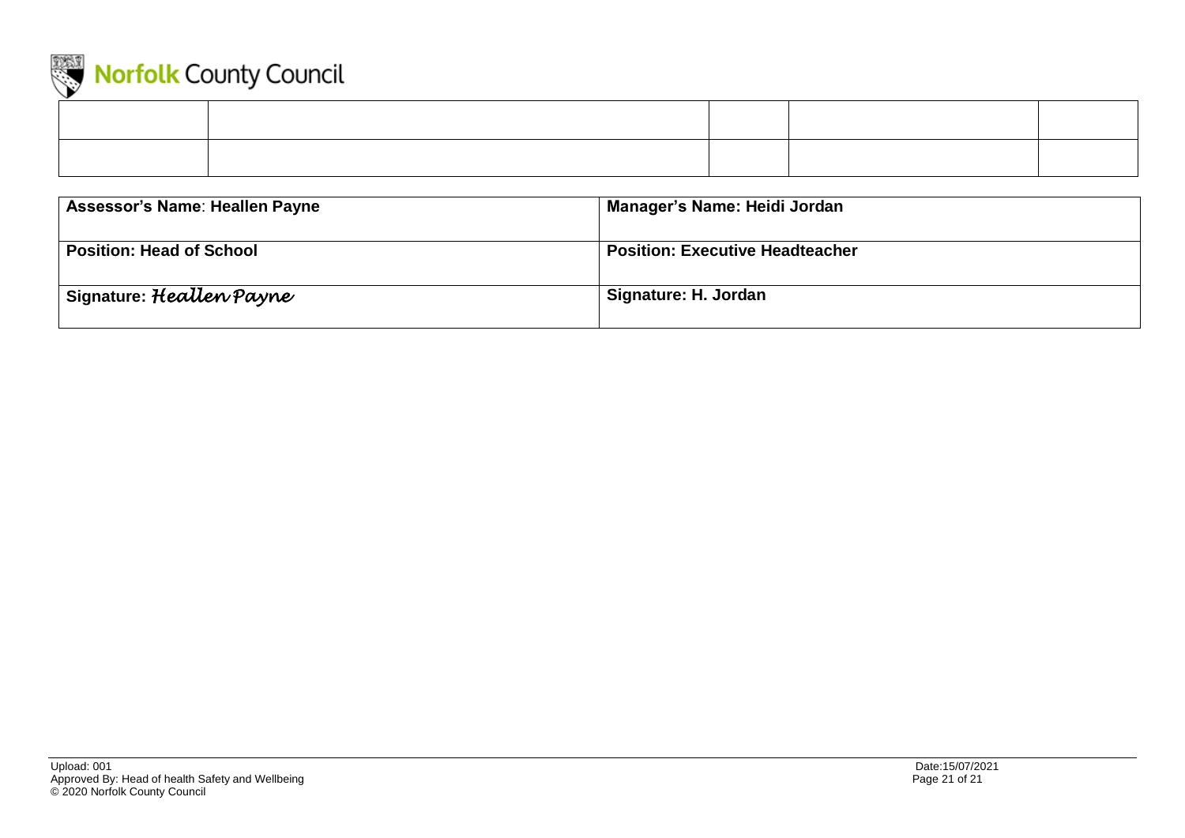| | | | | |
|---|---|---|---|---|
| | | | | |
| | | | | |

| | |
|---|---|
| **Assessor's Name**: **Heallen Payne** | **Manager's Name: Heidi Jordan** |
| **Position: Head of School** | **Position: Executive Headteacher** |
| **Signature:** *Heallen Payne* | **Signature: H. Jordan** |